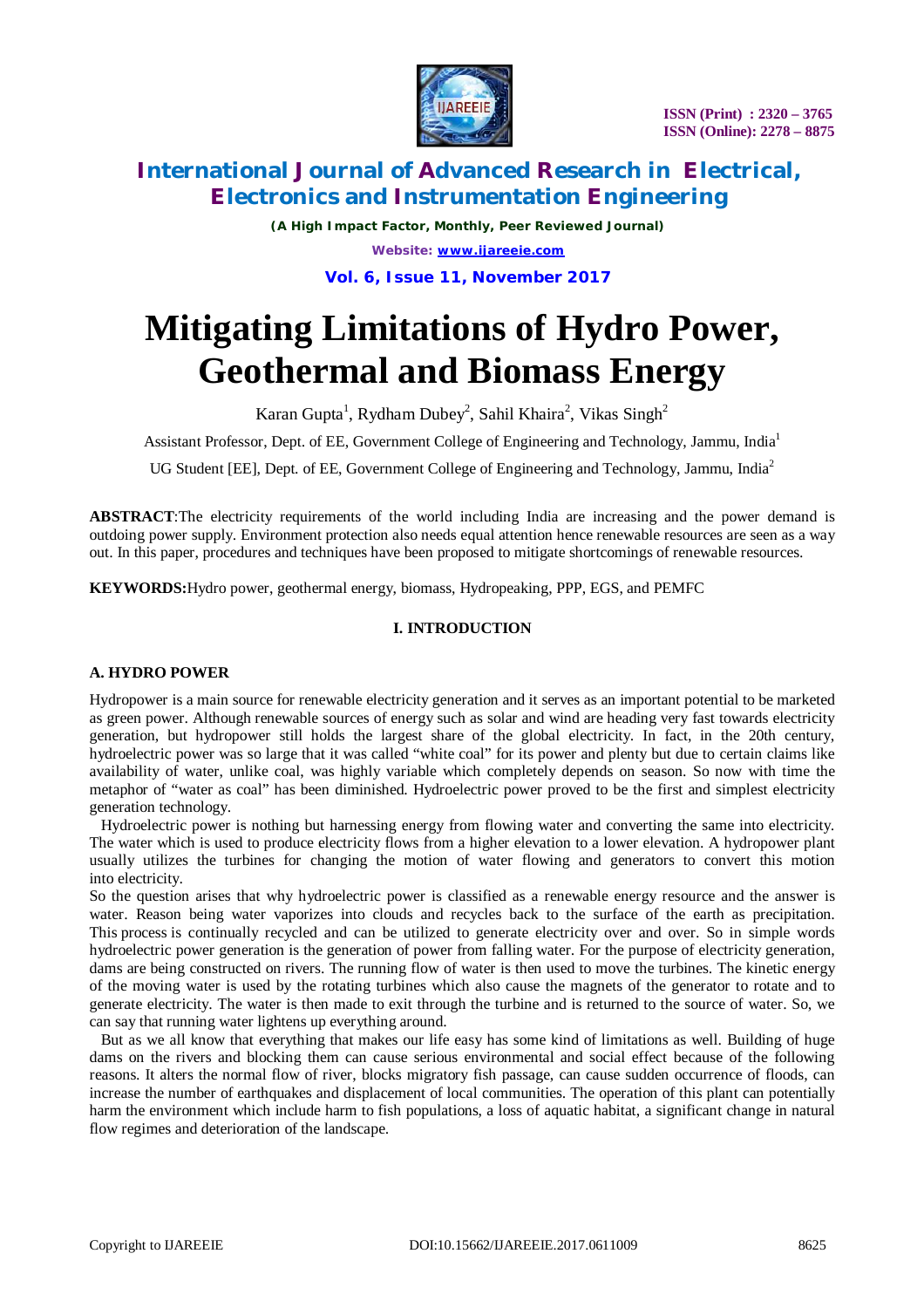# Mitigating Limitations of Hydro Power, Geothermal and Biomass Energy

Karan Gupta[1], Rydham Dubey[2], Sahil Khaira[2], Vikas Singh[2]

Assistant Professor, Dept. of EE, Government College of Engineering and Technology, Jammu, India[1]

UG Student [EE], Dept. of EE, Government College of Engineering and Technology, Jammu, India[2]

**ABSTRACT**:The electricity requirements of the world including India are increasing and the power demand is outdoing power supply. Environment protection also needs equal attention hence renewable resources are seen as a way out. In this paper, procedures and techniques have been proposed to mitigate shortcomings of renewable resources.

**KEYWORDS:**Hydro power, geothermal energy, biomass, Hydropeaking, PPP, EGS, and PEMFC

## I. INTRODUCTION

### A. HYDRO POWER

Hydropower is a main source for renewable electricity generation and it serves as an important potential to be marketed as green power. Although renewable sources of energy such as solar and wind are heading very fast towards electricity generation, but hydropower still holds the largest share of the global electricity. In fact, in the 20th century, hydroelectric power was so large that it was called "white coal" for its power and plenty but due to certain claims like availability of water, unlike coal, was highly variable which completely depends on season. So now with time the metaphor of "water as coal" has been diminished. Hydroelectric power proved to be the first and simplest electricity generation technology.

Hydroelectric power is nothing but harnessing energy from flowing water and converting the same into electricity. The water which is used to produce electricity flows from a higher elevation to a lower elevation. A hydropower plant usually utilizes the turbines for changing the motion of water flowing and generators to convert this motion into electricity.

So the question arises that why hydroelectric power is classified as a renewable energy resource and the answer is water. Reason being water vaporizes into clouds and recycles back to the surface of the earth as precipitation. This process is continually recycled and can be utilized to generate electricity over and over. So in simple words hydroelectric power generation is the generation of power from falling water. For the purpose of electricity generation, dams are being constructed on rivers. The running flow of water is then used to move the turbines. The kinetic energy of the moving water is used by the rotating turbines which also cause the magnets of the generator to rotate and to generate electricity. The water is then made to exit through the turbine and is returned to the source of water. So, we can say that running water lightens up everything around.

But as we all know that everything that makes our life easy has some kind of limitations as well. Building of huge dams on the rivers and blocking them can cause serious environmental and social effect because of the following reasons. It alters the normal flow of river, blocks migratory fish passage, can cause sudden occurrence of floods, can increase the number of earthquakes and displacement of local communities. The operation of this plant can potentially harm the environment which include harm to fish populations, a loss of aquatic habitat, a significant change in natural flow regimes and deterioration of the landscape.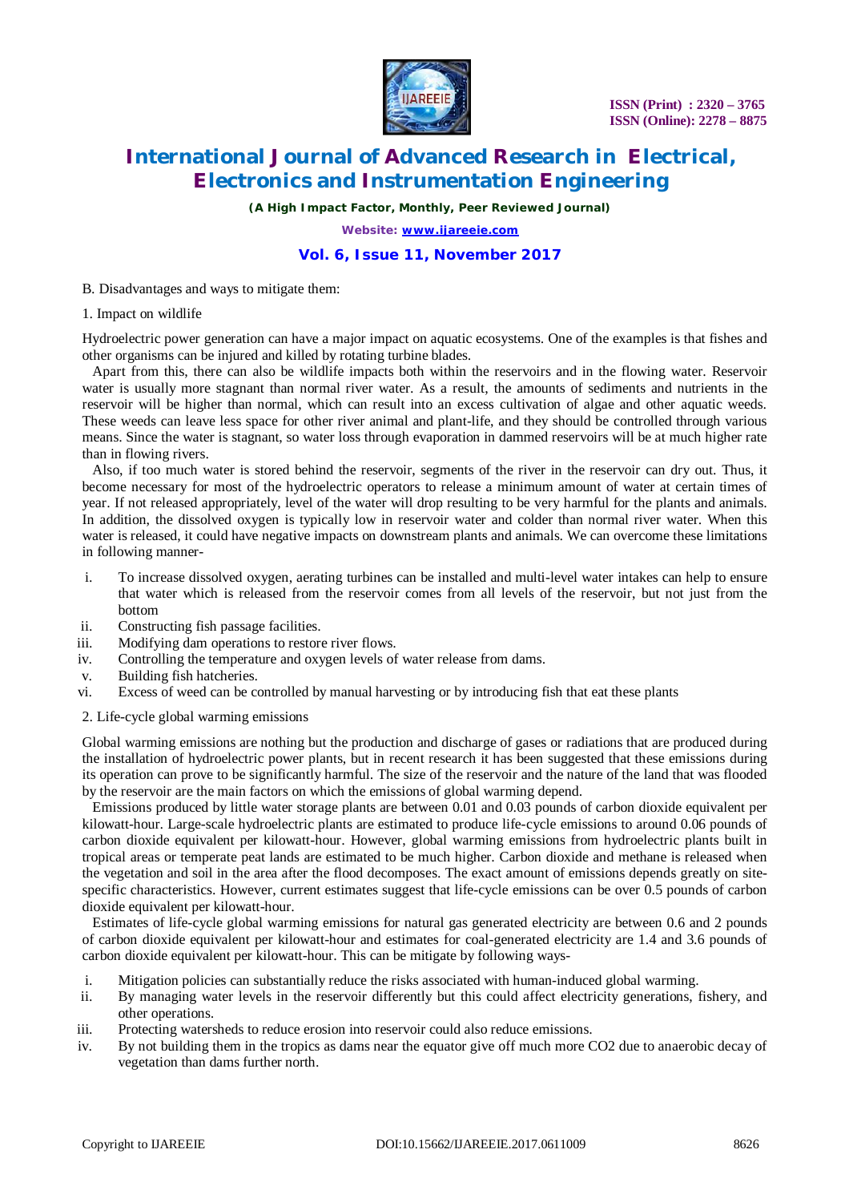B. Disadvantages and ways to mitigate them:

1. Impact on wildlife

Hydroelectric power generation can have a major impact on aquatic ecosystems. One of the examples is that fishes and other organisms can be injured and killed by rotating turbine blades.

Apart from this, there can also be wildlife impacts both within the reservoirs and in the flowing water. Reservoir water is usually more stagnant than normal river water. As a result, the amounts of sediments and nutrients in the reservoir will be higher than normal, which can result into an excess cultivation of algae and other aquatic weeds. These weeds can leave less space for other river animal and plant-life, and they should be controlled through various means. Since the water is stagnant, so water loss through evaporation in dammed reservoirs will be at much higher rate than in flowing rivers.

Also, if too much water is stored behind the reservoir, segments of the river in the reservoir can dry out. Thus, it become necessary for most of the hydroelectric operators to release a minimum amount of water at certain times of year. If not released appropriately, level of the water will drop resulting to be very harmful for the plants and animals. In addition, the dissolved oxygen is typically low in reservoir water and colder than normal river water. When this water is released, it could have negative impacts on downstream plants and animals. We can overcome these limitations in following manner-

i. To increase dissolved oxygen, aerating turbines can be installed and multi-level water intakes can help to ensure that water which is released from the reservoir comes from all levels of the reservoir, but not just from the bottom
ii. Constructing fish passage facilities.
iii. Modifying dam operations to restore river flows.
iv. Controlling the temperature and oxygen levels of water release from dams.
v. Building fish hatcheries.
vi. Excess of weed can be controlled by manual harvesting or by introducing fish that eat these plants

2. Life-cycle global warming emissions

Global warming emissions are nothing but the production and discharge of gases or radiations that are produced during the installation of hydroelectric power plants, but in recent research it has been suggested that these emissions during its operation can prove to be significantly harmful. The size of the reservoir and the nature of the land that was flooded by the reservoir are the main factors on which the emissions of global warming depend.

Emissions produced by little water storage plants are between 0.01 and 0.03 pounds of carbon dioxide equivalent per kilowatt-hour. Large-scale hydroelectric plants are estimated to produce life-cycle emissions to around 0.06 pounds of carbon dioxide equivalent per kilowatt-hour. However, global warming emissions from hydroelectric plants built in tropical areas or temperate peat lands are estimated to be much higher. Carbon dioxide and methane is released when the vegetation and soil in the area after the flood decomposes. The exact amount of emissions depends greatly on site-specific characteristics. However, current estimates suggest that life-cycle emissions can be over 0.5 pounds of carbon dioxide equivalent per kilowatt-hour.

Estimates of life-cycle global warming emissions for natural gas generated electricity are between 0.6 and 2 pounds of carbon dioxide equivalent per kilowatt-hour and estimates for coal-generated electricity are 1.4 and 3.6 pounds of carbon dioxide equivalent per kilowatt-hour. This can be mitigate by following ways-

i. Mitigation policies can substantially reduce the risks associated with human-induced global warming.
ii. By managing water levels in the reservoir differently but this could affect electricity generations, fishery, and other operations.
iii. Protecting watersheds to reduce erosion into reservoir could also reduce emissions.
iv. By not building them in the tropics as dams near the equator give off much more $CO_2$ due to anaerobic decay of vegetation than dams further north.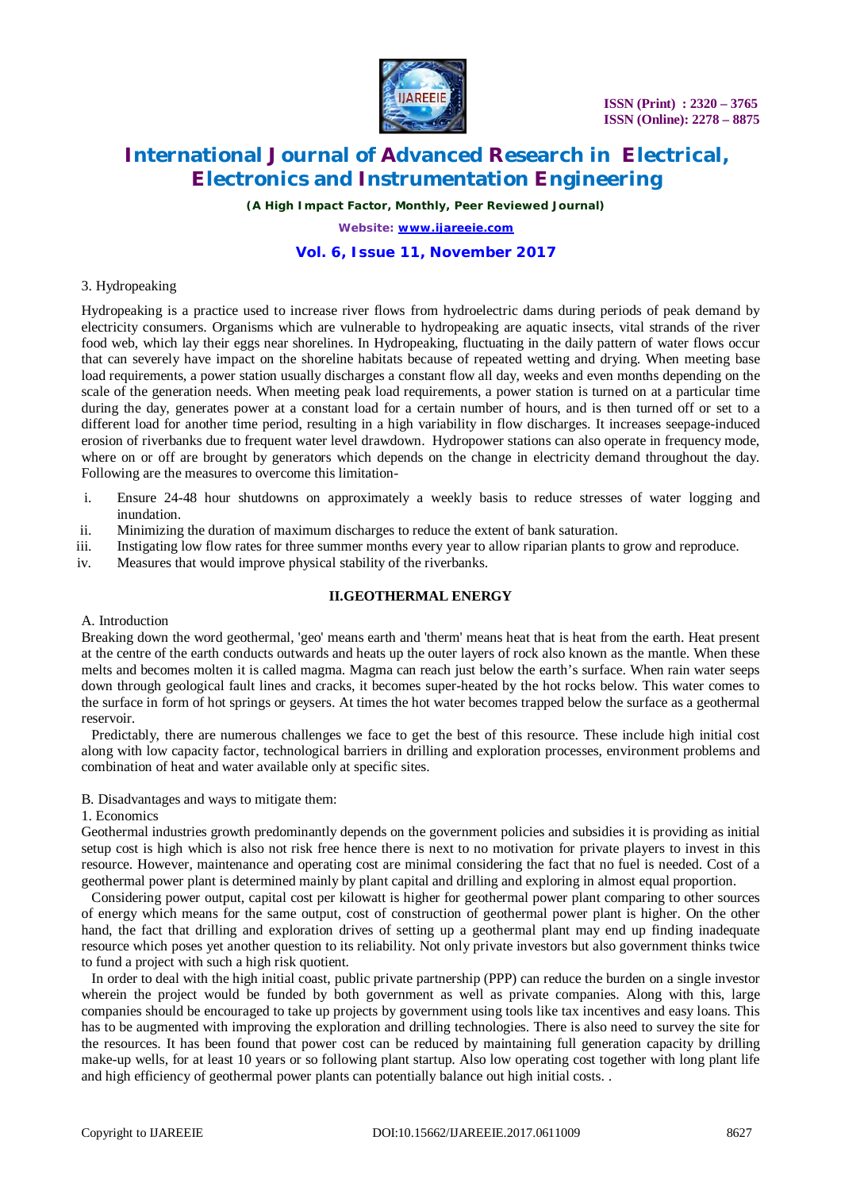3. Hydropeaking

Hydropeaking is a practice used to increase river flows from hydroelectric dams during periods of peak demand by electricity consumers. Organisms which are vulnerable to hydropeaking are aquatic insects, vital strands of the river food web, which lay their eggs near shorelines. In Hydropeaking, fluctuating in the daily pattern of water flows occur that can severely have impact on the shoreline habitats because of repeated wetting and drying. When meeting base load requirements, a power station usually discharges a constant flow all day, weeks and even months depending on the scale of the generation needs. When meeting peak load requirements, a power station is turned on at a particular time during the day, generates power at a constant load for a certain number of hours, and is then turned off or set to a different load for another time period, resulting in a high variability in flow discharges. It increases seepage-induced erosion of riverbanks due to frequent water level drawdown. Hydropower stations can also operate in frequency mode, where on or off are brought by generators which depends on the change in electricity demand throughout the day. Following are the measures to overcome this limitation-

i. Ensure 24-48 hour shutdowns on approximately a weekly basis to reduce stresses of water logging and inundation.
ii. Minimizing the duration of maximum discharges to reduce the extent of bank saturation.
iii. Instigating low flow rates for three summer months every year to allow riparian plants to grow and reproduce.
iv. Measures that would improve physical stability of the riverbanks.

## II.GEOTHERMAL ENERGY

A. Introduction

Breaking down the word geothermal, 'geo' means earth and 'therm' means heat that is heat from the earth. Heat present at the centre of the earth conducts outwards and heats up the outer layers of rock also known as the mantle. When these melts and becomes molten it is called magma. Magma can reach just below the earth's surface. When rain water seeps down through geological fault lines and cracks, it becomes super-heated by the hot rocks below. This water comes to the surface in form of hot springs or geysers. At times the hot water becomes trapped below the surface as a geothermal reservoir.

Predictably, there are numerous challenges we face to get the best of this resource. These include high initial cost along with low capacity factor, technological barriers in drilling and exploration processes, environment problems and combination of heat and water available only at specific sites.

B. Disadvantages and ways to mitigate them:

1. Economics

Geothermal industries growth predominantly depends on the government policies and subsidies it is providing as initial setup cost is high which is also not risk free hence there is next to no motivation for private players to invest in this resource. However, maintenance and operating cost are minimal considering the fact that no fuel is needed. Cost of a geothermal power plant is determined mainly by plant capital and drilling and exploring in almost equal proportion.

Considering power output, capital cost per kilowatt is higher for geothermal power plant comparing to other sources of energy which means for the same output, cost of construction of geothermal power plant is higher. On the other hand, the fact that drilling and exploration drives of setting up a geothermal plant may end up finding inadequate resource which poses yet another question to its reliability. Not only private investors but also government thinks twice to fund a project with such a high risk quotient.

In order to deal with the high initial coast, public private partnership (PPP) can reduce the burden on a single investor wherein the project would be funded by both government as well as private companies. Along with this, large companies should be encouraged to take up projects by government using tools like tax incentives and easy loans. This has to be augmented with improving the exploration and drilling technologies. There is also need to survey the site for the resources. It has been found that power cost can be reduced by maintaining full generation capacity by drilling make-up wells, for at least 10 years or so following plant startup. Also low operating cost together with long plant life and high efficiency of geothermal power plants can potentially balance out high initial costs. .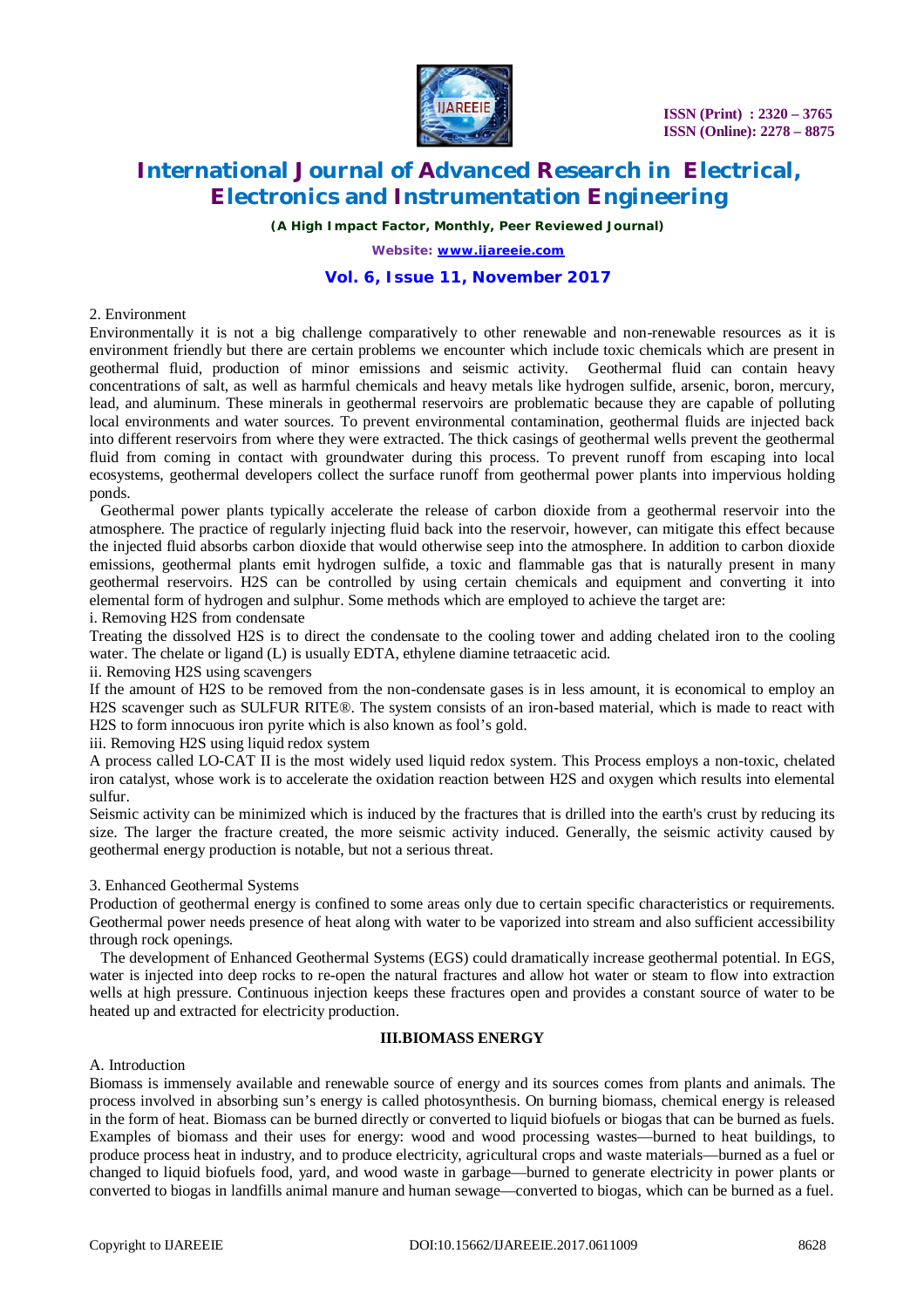2. Environment

Environmentally it is not a big challenge comparatively to other renewable and non-renewable resources as it is environment friendly but there are certain problems we encounter which include toxic chemicals which are present in geothermal fluid, production of minor emissions and seismic activity. Geothermal fluid can contain heavy concentrations of salt, as well as harmful chemicals and heavy metals like hydrogen sulfide, arsenic, boron, mercury, lead, and aluminum. These minerals in geothermal reservoirs are problematic because they are capable of polluting local environments and water sources. To prevent environmental contamination, geothermal fluids are injected back into different reservoirs from where they were extracted. The thick casings of geothermal wells prevent the geothermal fluid from coming in contact with groundwater during this process. To prevent runoff from escaping into local ecosystems, geothermal developers collect the surface runoff from geothermal power plants into impervious holding ponds.

Geothermal power plants typically accelerate the release of carbon dioxide from a geothermal reservoir into the atmosphere. The practice of regularly injecting fluid back into the reservoir, however, can mitigate this effect because the injected fluid absorbs carbon dioxide that would otherwise seep into the atmosphere. In addition to carbon dioxide emissions, geothermal plants emit hydrogen sulfide, a toxic and flammable gas that is naturally present in many geothermal reservoirs. H2S can be controlled by using certain chemicals and equipment and converting it into elemental form of hydrogen and sulphur. Some methods which are employed to achieve the target are:

i. Removing H2S from condensate

Treating the dissolved H2S is to direct the condensate to the cooling tower and adding chelated iron to the cooling water. The chelate or ligand (L) is usually EDTA, ethylene diamine tetraacetic acid.

ii. Removing H2S using scavengers

If the amount of H2S to be removed from the non-condensate gases is in less amount, it is economical to employ an H2S scavenger such as SULFUR RITE®. The system consists of an iron-based material, which is made to react with H2S to form innocuous iron pyrite which is also known as fool's gold.

iii. Removing H2S using liquid redox system

A process called LO-CAT II is the most widely used liquid redox system. This Process employs a non-toxic, chelated iron catalyst, whose work is to accelerate the oxidation reaction between H2S and oxygen which results into elemental sulfur.

Seismic activity can be minimized which is induced by the fractures that is drilled into the earth's crust by reducing its size. The larger the fracture created, the more seismic activity induced. Generally, the seismic activity caused by geothermal energy production is notable, but not a serious threat.

3. Enhanced Geothermal Systems

Production of geothermal energy is confined to some areas only due to certain specific characteristics or requirements. Geothermal power needs presence of heat along with water to be vaporized into stream and also sufficient accessibility through rock openings.

The development of Enhanced Geothermal Systems (EGS) could dramatically increase geothermal potential. In EGS, water is injected into deep rocks to re-open the natural fractures and allow hot water or steam to flow into extraction wells at high pressure. Continuous injection keeps these fractures open and provides a constant source of water to be heated up and extracted for electricity production.

## III.BIOMASS ENERGY

A. Introduction

Biomass is immensely available and renewable source of energy and its sources comes from plants and animals. The process involved in absorbing sun's energy is called photosynthesis. On burning biomass, chemical energy is released in the form of heat. Biomass can be burned directly or converted to liquid biofuels or biogas that can be burned as fuels. Examples of biomass and their uses for energy: wood and wood processing wastes—burned to heat buildings, to produce process heat in industry, and to produce electricity, agricultural crops and waste materials—burned as a fuel or changed to liquid biofuels food, yard, and wood waste in garbage—burned to generate electricity in power plants or converted to biogas in landfills animal manure and human sewage—converted to biogas, which can be burned as a fuel.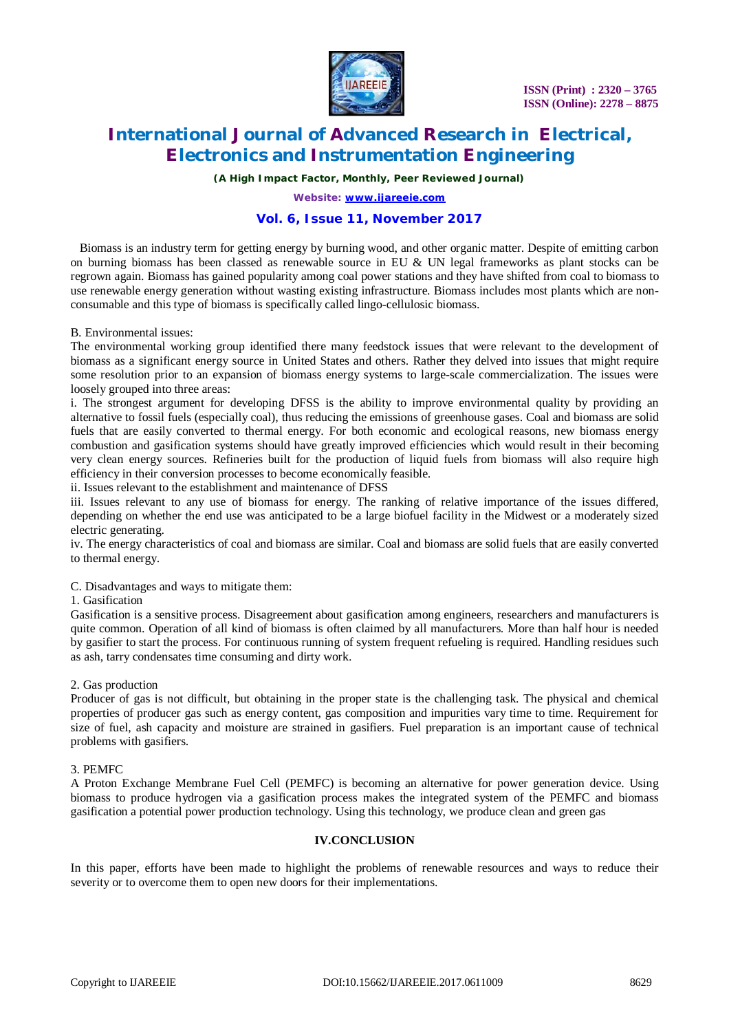Biomass is an industry term for getting energy by burning wood, and other organic matter. Despite of emitting carbon on burning biomass has been classed as renewable source in EU & UN legal frameworks as plant stocks can be regrown again. Biomass has gained popularity among coal power stations and they have shifted from coal to biomass to use renewable energy generation without wasting existing infrastructure. Biomass includes most plants which are non-consumable and this type of biomass is specifically called lingo-cellulosic biomass.

B. Environmental issues:

The environmental working group identified there many feedstock issues that were relevant to the development of biomass as a significant energy source in United States and others. Rather they delved into issues that might require some resolution prior to an expansion of biomass energy systems to large-scale commercialization. The issues were loosely grouped into three areas:

i. The strongest argument for developing DFSS is the ability to improve environmental quality by providing an alternative to fossil fuels (especially coal), thus reducing the emissions of greenhouse gases. Coal and biomass are solid fuels that are easily converted to thermal energy. For both economic and ecological reasons, new biomass energy combustion and gasification systems should have greatly improved efficiencies which would result in their becoming very clean energy sources. Refineries built for the production of liquid fuels from biomass will also require high efficiency in their conversion processes to become economically feasible.

ii. Issues relevant to the establishment and maintenance of DFSS

iii. Issues relevant to any use of biomass for energy. The ranking of relative importance of the issues differed, depending on whether the end use was anticipated to be a large biofuel facility in the Midwest or a moderately sized electric generating.

iv. The energy characteristics of coal and biomass are similar. Coal and biomass are solid fuels that are easily converted to thermal energy.

C. Disadvantages and ways to mitigate them:

1. Gasification

Gasification is a sensitive process. Disagreement about gasification among engineers, researchers and manufacturers is quite common. Operation of all kind of biomass is often claimed by all manufacturers. More than half hour is needed by gasifier to start the process. For continuous running of system frequent refueling is required. Handling residues such as ash, tarry condensates time consuming and dirty work.

2. Gas production

Producer of gas is not difficult, but obtaining in the proper state is the challenging task. The physical and chemical properties of producer gas such as energy content, gas composition and impurities vary time to time. Requirement for size of fuel, ash capacity and moisture are strained in gasifiers. Fuel preparation is an important cause of technical problems with gasifiers.

3. PEMFC

A Proton Exchange Membrane Fuel Cell (PEMFC) is becoming an alternative for power generation device. Using biomass to produce hydrogen via a gasification process makes the integrated system of the PEMFC and biomass gasification a potential power production technology. Using this technology, we produce clean and green gas

## IV.CONCLUSION

In this paper, efforts have been made to highlight the problems of renewable resources and ways to reduce their severity or to overcome them to open new doors for their implementations.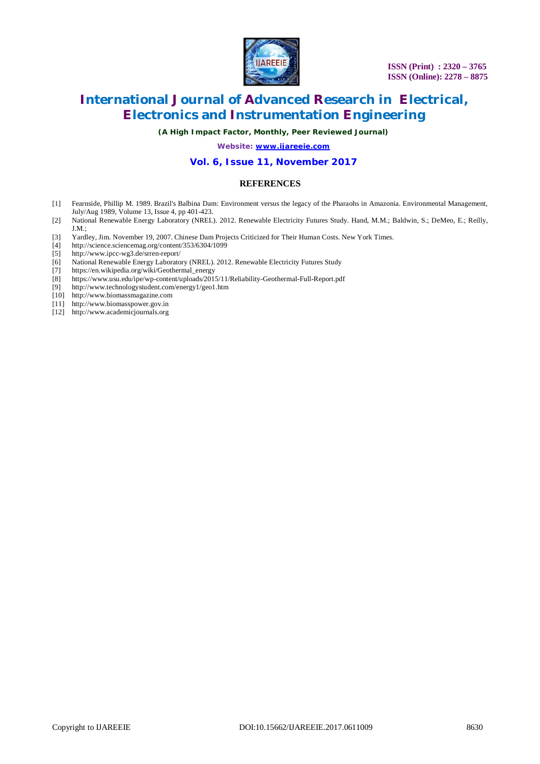## REFERENCES

[1] Fearnside, Phillip M. 1989. Brazil's Balbina Dam: Environment versus the legacy of the Pharaohs in Amazonia. Environmental Management, July/Aug 1989, Volume 13, Issue 4, pp 401-423.

[2] National Renewable Energy Laboratory (NREL). 2012. Renewable Electricity Futures Study. Hand, M.M.; Baldwin, S.; DeMeo, E.; Reilly, J.M.;

[3] Yardley, Jim. November 19, 2007. Chinese Dam Projects Criticized for Their Human Costs. New York Times.

[4] http://science.sciencemag.org/content/353/6304/1099

[5] http://www.ipcc-wg3.de/srren-report/

[6] National Renewable Energy Laboratory (NREL). 2012. Renewable Electricity Futures Study

[7] https://en.wikipedia.org/wiki/Geothermal_energy

[8] https://www.usu.edu/ipe/wp-content/uploads/2015/11/Reliability-Geothermal-Full-Report.pdf

[9] http://www.technologystudent.com/energy1/geo1.htm

[10] http://www.biomassmagazine.com

[11] http://www.biomasspower.gov.in

[12] http://www.academicjournals.org